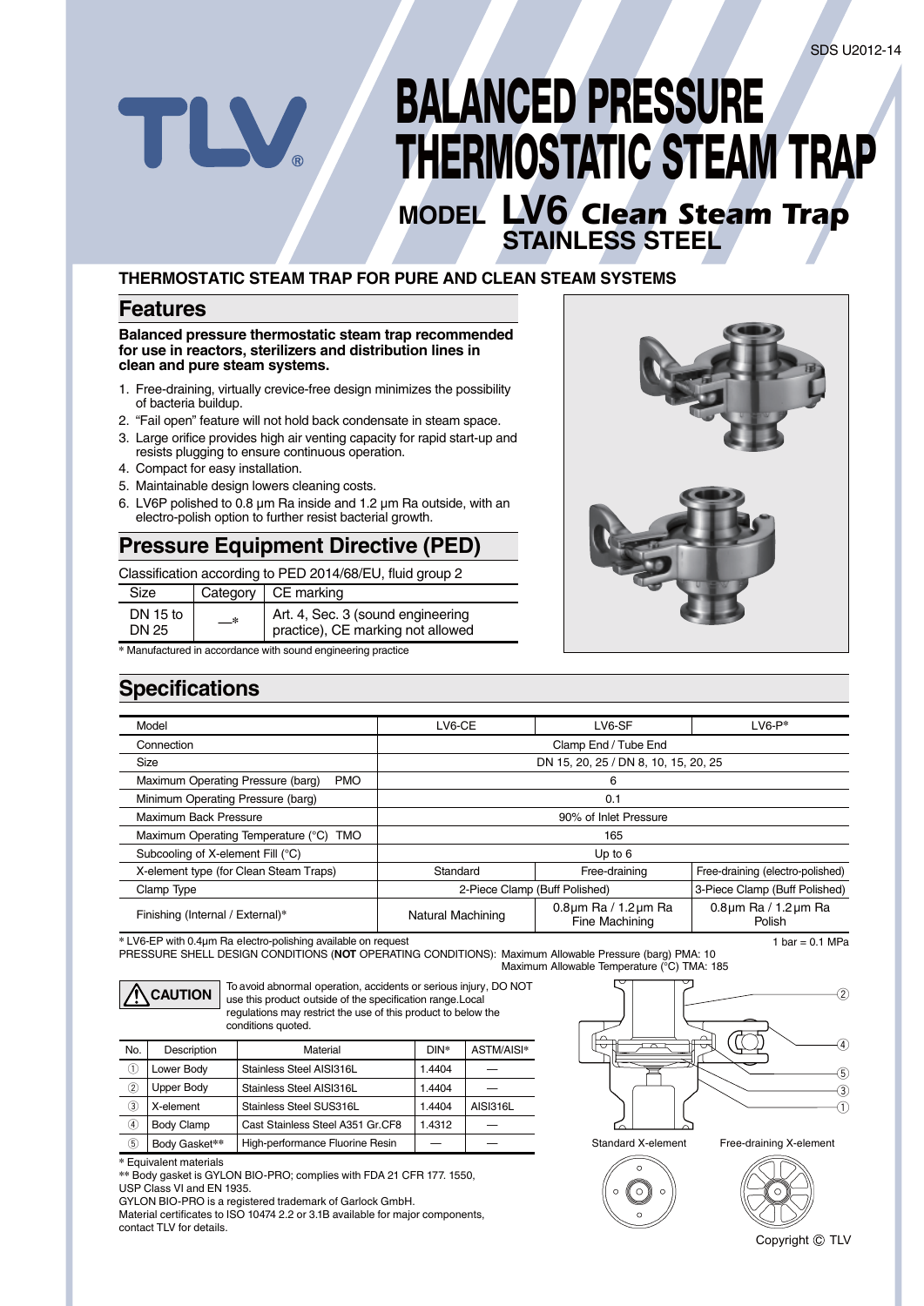SDS U2012-14

# BALANCED PRESSURE THERMOSTATIC STEAM TRAP

## MODEL LV6 *Clean Steam Trap* STAINLESS STEEL

### THERMOSTATIC STEAM TRAP FOR PURE AND CLEAN STEAM SYSTEMS

## Features

**Balanced pressure thermostatic steam trap recommended for use in reactors, sterilizers and distribution lines in clean and pure steam systems.**

1. Free-draining, virtually crevice-free design minimizes the possibility of bacteria buildup.
2. "Fail open" feature will not hold back condensate in steam space.
3. Large orifice provides high air venting capacity for rapid start-up and resists plugging to ensure continuous operation.
4. Compact for easy installation.
5. Maintainable design lowers cleaning costs.
6. LV6P polished to 0.8 µm Ra inside and 1.2 µm Ra outside, with an electro-polish option to further resist bacterial growth.

## Pressure Equipment Directive (PED)

Classification according to PED 2014/68/EU, fluid group 2

| Size | Category | CE marking |
|---|---|---|
| DN 15 to DN 25 | —* | Art. 4, Sec. 3 (sound engineering practice), CE marking not allowed |

* Manufactured in accordance with sound engineering practice

## Specifications

| Model | LV6-CE | LV6-SF | LV6-P* |
|---|---|---|---|
| Connection | Clamp End / Tube End | | |
| Size | DN 15, 20, 25 / DN 8, 10, 15, 20, 25 | | |
| Maximum Operating Pressure (barg) PMO | 6 | | |
| Minimum Operating Pressure (barg) | 0.1 | | |
| Maximum Back Pressure | 90% of Inlet Pressure | | |
| Maximum Operating Temperature (°C) TMO | 165 | | |
| Subcooling of X-element Fill (°C) | Up to 6 | | |
| X-element type (for Clean Steam Traps) | Standard | Free-draining | Free-draining (electro-polished) |
| Clamp Type | 2-Piece Clamp (Buff Polished) | | 3-Piece Clamp (Buff Polished) |
| Finishing (Internal / External)* | Natural Machining | 0.8 µm Ra / 1.2 µm Ra Fine Machining | 0.8 µm Ra / 1.2 µm Ra Polish |

* LV6-EP with 0.4µm Ra electro-polishing available on request

1 bar = 0.1 MPa

PRESSURE SHELL DESIGN CONDITIONS (**NOT** OPERATING CONDITIONS): Maximum Allowable Pressure (barg) PMA: 10
Maximum Allowable Temperature (°C) TMA: 185

**⚠ CAUTION** To avoid abnormal operation, accidents or serious injury, DO NOT use this product outside of the specification range. Local regulations may restrict the use of this product to below the conditions quoted.

| No. | Description | Material | DIN* | ASTM/AISI* |
|---|---|---|---|---|
| ① | Lower Body | Stainless Steel AISI316L | 1.4404 | — |
| ② | Upper Body | Stainless Steel AISI316L | 1.4404 | — |
| ③ | X-element | Stainless Steel SUS316L | 1.4404 | AISI316L |
| ④ | Body Clamp | Cast Stainless Steel A351 Gr.CF8 | 1.4312 | — |
| ⑤ | Body Gasket** | High-performance Fluorine Resin | — | — |

* Equivalent materials

** Body gasket is GYLON BIO-PRO; complies with FDA 21 CFR 177. 1550, USP Class VI and EN 1935.

GYLON BIO-PRO is a registered trademark of Garlock GmbH.

Material certificates to ISO 10474 2.2 or 3.1B available for major components, contact TLV for details.

②
④
⑤
③
①

Standard X-element

Free-draining X-element

Copyright © TLV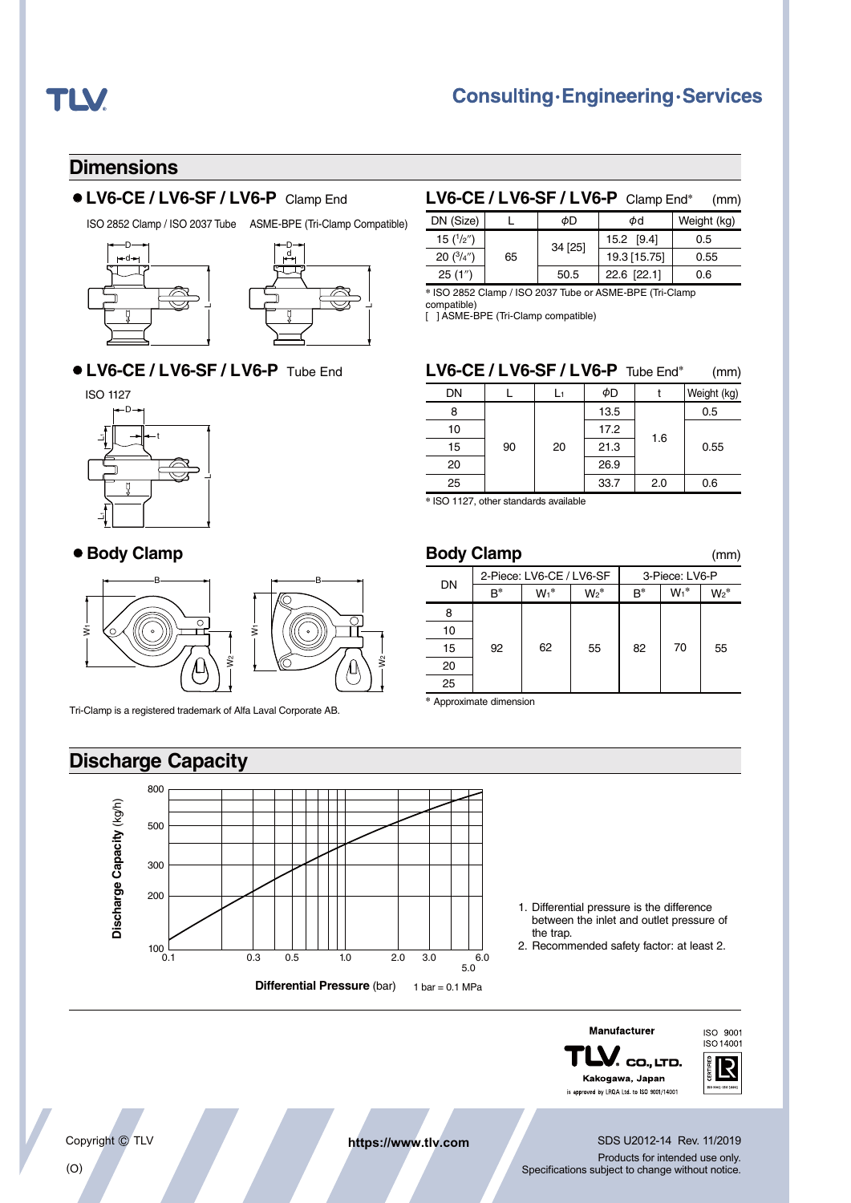Consulting·Engineering·Services

## Dimensions

### ● LV6-CE / LV6-SF / LV6-P Clamp End

ISO 2852 Clamp / ISO 2037 Tube    ASME-BPE (Tri-Clamp Compatible)

D
d
L

**LV6-CE / LV6-SF / LV6-P** Clamp End* (mm)

| DN (Size) | L | ϕD | ϕd | Weight (kg) |
|---|---|---|---|---|
| 15 (1/2″) | 65 | 34 [25] | 15.2 [9.4] | 0.5 |
| 20 (3/4″) | | | 19.3 [15.75] | 0.55 |
| 25 (1″) | | 50.5 | 22.6 [22.1] | 0.6 |

* ISO 2852 Clamp / ISO 2037 Tube or ASME-BPE (Tri-Clamp compatible)
[ ] ASME-BPE (Tri-Clamp compatible)

### ● LV6-CE / LV6-SF / LV6-P Tube End

ISO 1127

D
t
$L_1$
L

**LV6-CE / LV6-SF / LV6-P** Tube End* (mm)

| DN | L | $L_1$ | ϕD | t | Weight (kg) |
|---|---|---|---|---|---|
| 8 | 90 | 20 | 13.5 | 1.6 | 0.5 |
| 10 | | | 17.2 | | 0.55 |
| 15 | | | 21.3 | | |
| 20 | | | 26.9 | | |
| 25 | | | 33.7 | 2.0 | 0.6 |

* ISO 1127, other standards available

### ● Body Clamp

B
$W_1$
$W_2$

**Body Clamp** (mm)

| DN | 2-Piece: LV6-CE / LV6-SF | | | 3-Piece: LV6-P | | |
|---|---|---|---|---|---|---|
| | B* | $W_1$* | $W_2$* | B* | $W_1$* | $W_2$* |
| 8 | 92 | 62 | 55 | 82 | 70 | 55 |
| 10 | | | | | | |
| 15 | | | | | | |
| 20 | | | | | | |
| 25 | | | | | | |

* Approximate dimension

Tri-Clamp is a registered trademark of Alfa Laval Corporate AB.

## Discharge Capacity

Discharge Capacity (kg/h)
800
500
300
200
100
0.1 0.3 0.5 1.0 2.0 3.0 6.0
5.0
**Differential Pressure** (bar)    1 bar = 0.1 MPa

1. Differential pressure is the difference between the inlet and outlet pressure of the trap.
2. Recommended safety factor: at least 2.

Manufacturer
TLV. CO., LTD.
Kakogawa, Japan
is approved by LRQA Ltd. to ISO 9001/14001
ISO 9001
ISO 14001

Copyright © TLV
(O)
https://www.tlv.com
SDS U2012-14 Rev. 11/2019
Products for intended use only.
Specifications subject to change without notice.